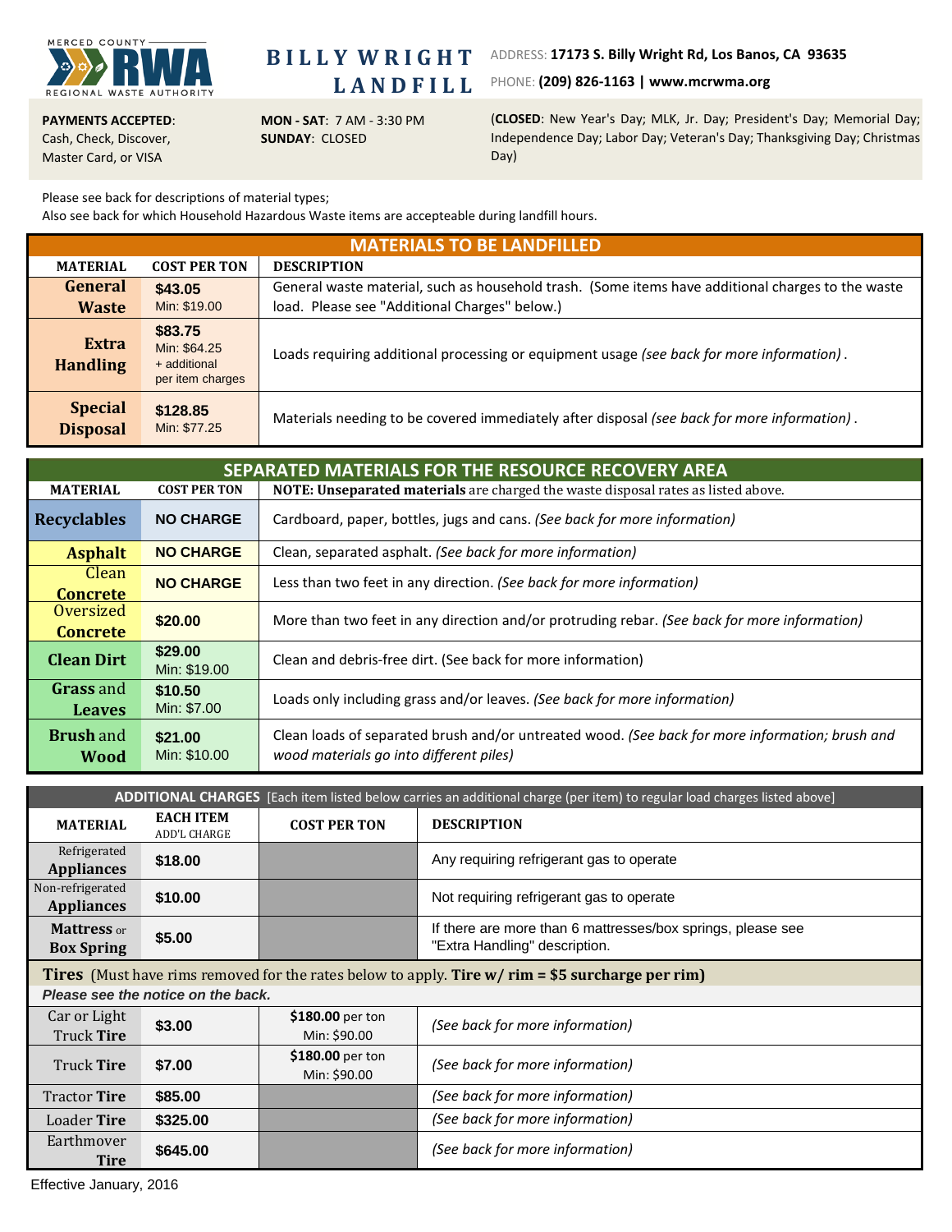MERCED COUNTY RWA REGIONAL WASTE AUTHORITY

# BILLY WRIGHT LANDFILL

ADDRESS: **17173 S. Billy Wright Rd, Los Banos, CA 93635**

PHONE: **(209) 826-1163 | www.mcrwma.org**

**PAYMENTS ACCEPTED**: Cash, Check, Discover, Master Card, or VISA

**MON - SAT**: 7 AM - 3:30 PM
**SUNDAY**: CLOSED

(**CLOSED**: New Year's Day; MLK, Jr. Day; President's Day; Memorial Day; Independence Day; Labor Day; Veteran's Day; Thanksgiving Day; Christmas Day)

Please see back for descriptions of material types;
Also see back for which Household Hazardous Waste items are accepteable during landfill hours.

## MATERIALS TO BE LANDFILLED

| MATERIAL | COST PER TON | DESCRIPTION |
|---|---|---|
| **General Waste** | **$43.05** Min: $19.00 | General waste material, such as household trash. (Some items have additional charges to the waste load. Please see "Additional Charges" below.) |
| **Extra Handling** | **$83.75** Min: $64.25 + additional per item charges | Loads requiring additional processing or equipment usage *(see back for more information)*. |
| **Special Disposal** | **$128.85** Min: $77.25 | Materials needing to be covered immediately after disposal *(see back for more information)*. |

## SEPARATED MATERIALS FOR THE RESOURCE RECOVERY AREA

| MATERIAL | COST PER TON | **NOTE: Unseparated materials** are charged the waste disposal rates as listed above. |
|---|---|---|
| **Recyclables** | **NO CHARGE** | Cardboard, paper, bottles, jugs and cans. *(See back for more information)* |
| **Asphalt** | **NO CHARGE** | Clean, separated asphalt. *(See back for more information)* |
| Clean **Concrete** | **NO CHARGE** | Less than two feet in any direction. *(See back for more information)* |
| Oversized **Concrete** | **$20.00** | More than two feet in any direction and/or protruding rebar. *(See back for more information)* |
| **Clean Dirt** | **$29.00** Min: $19.00 | Clean and debris-free dirt. (See back for more information) |
| **Grass** and **Leaves** | **$10.50** Min: $7.00 | Loads only including grass and/or leaves. *(See back for more information)* |
| **Brush** and **Wood** | **$21.00** Min: $10.00 | Clean loads of separated brush and/or untreated wood. *(See back for more information; brush and wood materials go into different piles)* |

## ADDITIONAL CHARGES [Each item listed below carries an additional charge (per item) to regular load charges listed above]

| MATERIAL | EACH ITEM ADD'L CHARGE | COST PER TON | DESCRIPTION |
|---|---|---|---|
| Refrigerated **Appliances** | **$18.00** | | Any requiring refrigerant gas to operate |
| Non-refrigerated **Appliances** | **$10.00** | | Not requiring refrigerant gas to operate |
| **Mattress** or **Box Spring** | **$5.00** | | If there are more than 6 mattresses/box springs, please see "Extra Handling" description. |
| **Tires** (Must have rims removed for the rates below to apply. **Tire w/ rim = $5 surcharge per rim)** *Please see the notice on the back.* | | | |
| Car or Light Truck **Tire** | **$3.00** | **$180.00** per ton Min: $90.00 | *(See back for more information)* |
| Truck **Tire** | **$7.00** | **$180.00** per ton Min: $90.00 | *(See back for more information)* |
| Tractor **Tire** | **$85.00** | | *(See back for more information)* |
| Loader **Tire** | **$325.00** | | *(See back for more information)* |
| Earthmover **Tire** | **$645.00** | | *(See back for more information)* |

Effective January, 2016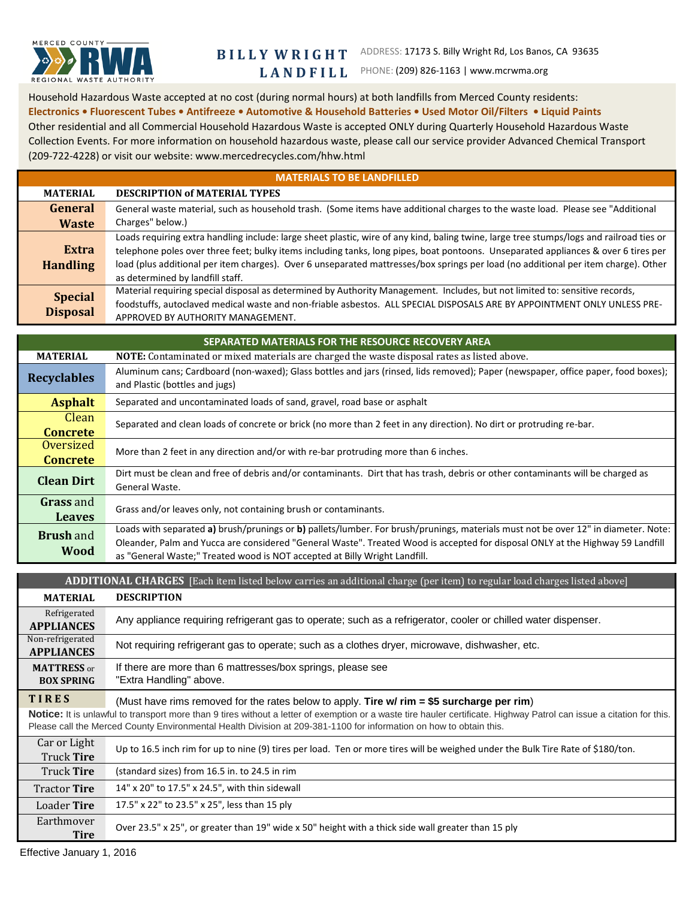MERCED COUNTY RWA REGIONAL WASTE AUTHORITY

# BILLY WRIGHT LANDFILL

ADDRESS: 17173 S. Billy Wright Rd, Los Banos, CA 93635
PHONE: (209) 826-1163 | www.mcrwma.org

Household Hazardous Waste accepted at no cost (during normal hours) at both landfills from Merced County residents:
**Electronics • Fluorescent Tubes • Antifreeze • Automotive & Household Batteries • Used Motor Oil/Filters • Liquid Paints**
Other residential and all Commercial Household Hazardous Waste is accepted ONLY during Quarterly Household Hazardous Waste Collection Events. For more information on household hazardous waste, please call our service provider Advanced Chemical Transport (209-722-4228) or visit our website: www.mercedrecycles.com/hhw.html

## MATERIALS TO BE LANDFILLED

| MATERIAL | DESCRIPTION of MATERIAL TYPES |
|---|---|
| **General Waste** | General waste material, such as household trash. (Some items have additional charges to the waste load. Please see "Additional Charges" below.) |
| **Extra Handling** | Loads requiring extra handling include: large sheet plastic, wire of any kind, baling twine, large tree stumps/logs and railroad ties or telephone poles over three feet; bulky items including tanks, long pipes, boat pontoons. Unseparated appliances & over 6 tires per load (plus additional per item charges). Over 6 unseparated mattresses/box springs per load (no additional per item charge). Other as determined by landfill staff. |
| **Special Disposal** | Material requiring special disposal as determined by Authority Management. Includes, but not limited to: sensitive records, foodstuffs, autoclaved medical waste and non-friable asbestos. ALL SPECIAL DISPOSALS ARE BY APPOINTMENT ONLY UNLESS PRE-APPROVED BY AUTHORITY MANAGEMENT. |

## SEPARATED MATERIALS FOR THE RESOURCE RECOVERY AREA

| MATERIAL | **NOTE:** Contaminated or mixed materials are charged the waste disposal rates as listed above. |
|---|---|
| **Recyclables** | Aluminum cans; Cardboard (non-waxed); Glass bottles and jars (rinsed, lids removed); Paper (newspaper, office paper, food boxes); and Plastic (bottles and jugs) |
| **Asphalt** | Separated and uncontaminated loads of sand, gravel, road base or asphalt |
| Clean **Concrete** | Separated and clean loads of concrete or brick (no more than 2 feet in any direction). No dirt or protruding re-bar. |
| Oversized **Concrete** | More than 2 feet in any direction and/or with re-bar protruding more than 6 inches. |
| **Clean Dirt** | Dirt must be clean and free of debris and/or contaminants. Dirt that has trash, debris or other contaminants will be charged as General Waste. |
| **Grass** and **Leaves** | Grass and/or leaves only, not containing brush or contaminants. |
| **Brush** and **Wood** | Loads with separated **a)** brush/prunings or **b)** pallets/lumber. For brush/prunings, materials must not be over 12" in diameter. Note: Oleander, Palm and Yucca are considered "General Waste". Treated Wood is accepted for disposal ONLY at the Highway 59 Landfill as "General Waste;" Treated wood is NOT accepted at Billy Wright Landfill. |

## ADDITIONAL CHARGES [Each item listed below carries an additional charge (per item) to regular load charges listed above]

| MATERIAL | DESCRIPTION |
|---|---|
| Refrigerated **APPLIANCES** | Any appliance requiring refrigerant gas to operate; such as a refrigerator, cooler or chilled water dispenser. |
| Non-refrigerated **APPLIANCES** | Not requiring refrigerant gas to operate; such as a clothes dryer, microwave, dishwasher, etc. |
| **MATTRESS** or **BOX SPRING** | If there are more than 6 mattresses/box springs, please see "Extra Handling" above. |
| **TIRES** | (Must have rims removed for the rates below to apply. **Tire w/ rim = $5 surcharge per rim**) |

**Notice:** It is unlawful to transport more than 9 tires without a letter of exemption or a waste tire hauler certificate. Highway Patrol can issue a citation for this. Please call the Merced County Environmental Health Division at 209-381-1100 for information on how to obtain this.

| | |
|---|---|
| Car or Light Truck **Tire** | Up to 16.5 inch rim for up to nine (9) tires per load. Ten or more tires will be weighed under the Bulk Tire Rate of $180/ton. |
| Truck **Tire** | (standard sizes) from 16.5 in. to 24.5 in rim |
| Tractor **Tire** | 14" x 20" to 17.5" x 24.5", with thin sidewall |
| Loader **Tire** | 17.5" x 22" to 23.5" x 25", less than 15 ply |
| Earthmover **Tire** | Over 23.5" x 25", or greater than 19" wide x 50" height with a thick side wall greater than 15 ply |

Effective January 1, 2016